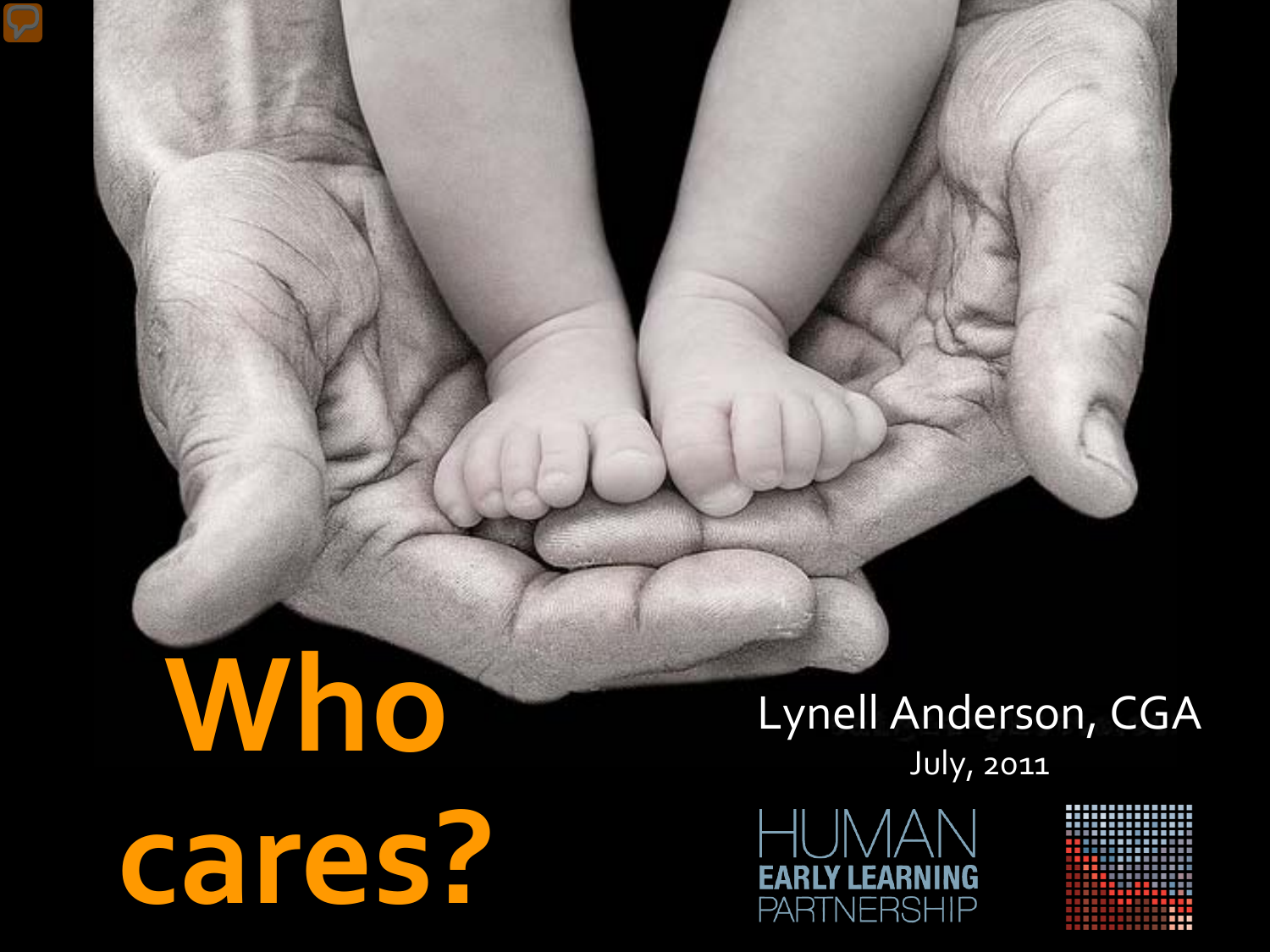# Who cares?

Lynell Anderson, CGA

July, 2011

HUMAN EARLY LEARNING PARTNERSHIP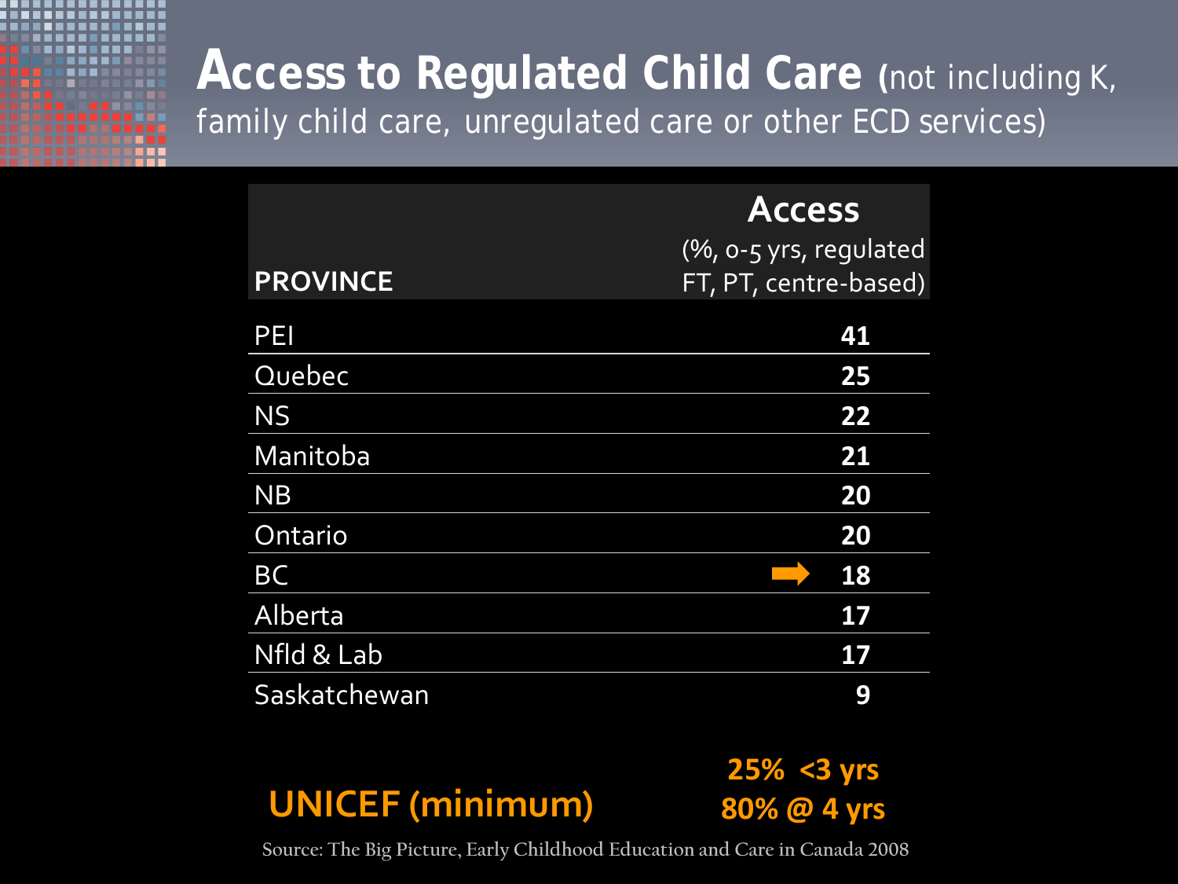# **Access to Regulated Child Care** (not including K, family child care, unregulated care or other ECD services)

| PROVINCE | Access (%, 0-5 yrs, regulated FT, PT, centre-based) |
|---|---|
| PEI | **41** |
| Quebec | **25** |
| NS | **22** |
| Manitoba | **21** |
| NB | **20** |
| Ontario | **20** |
| BC | ➡ **18** |
| Alberta | **17** |
| Nfld & Lab | **17** |
| Saskatchewan | **9** |

**UNICEF (minimum)** **25% <3 yrs** **80% @ 4 yrs**

Source: The Big Picture, Early Childhood Education and Care in Canada 2008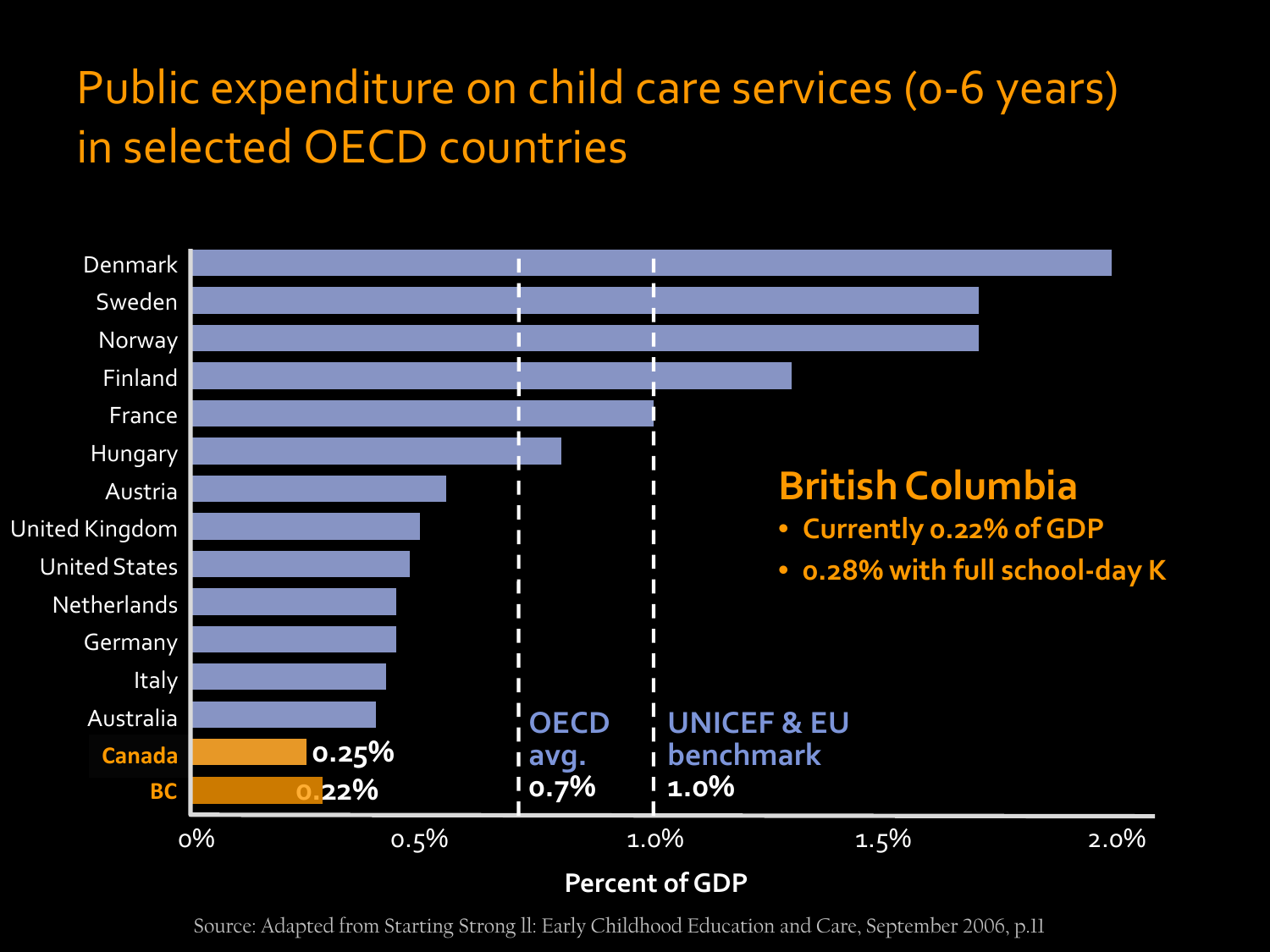# Public expenditure on child care services (0-6 years) in selected OECD countries

| Country | Percent of GDP |
|---|---|
| Denmark | |
| Sweden | |
| Norway | |
| Finland | |
| France | |
| Hungary | |
| Austria | |
| United Kingdom | |
| United States | |
| Netherlands | |
| Germany | |
| Italy | |
| Australia | |
| Canada | 0.25% |
| BC | 0.22% |

OECD avg. 0.7%

UNICEF & EU benchmark 1.0%

Percent of GDP: 0%, 0.5%, 1.0%, 1.5%, 2.0%

## British Columbia

- Currently 0.22% of GDP
- 0.28% with full school-day K

Source: Adapted from Starting Strong II: Early Childhood Education and Care, September 2006, p.11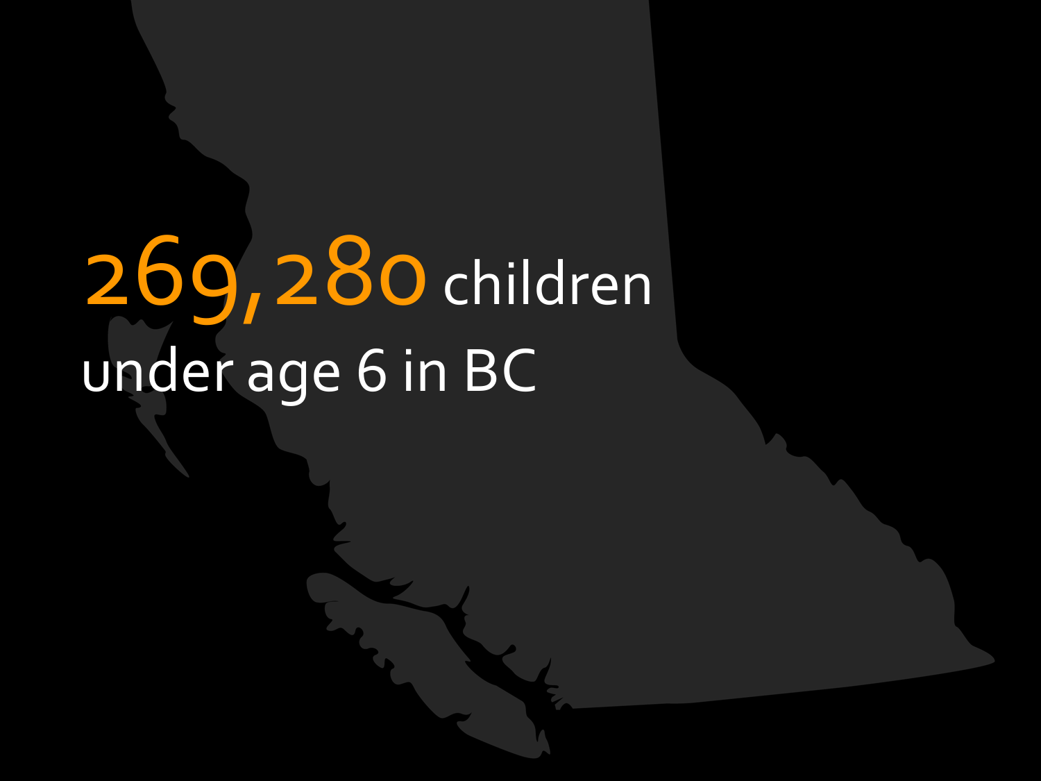**269,280** children under age 6 in BC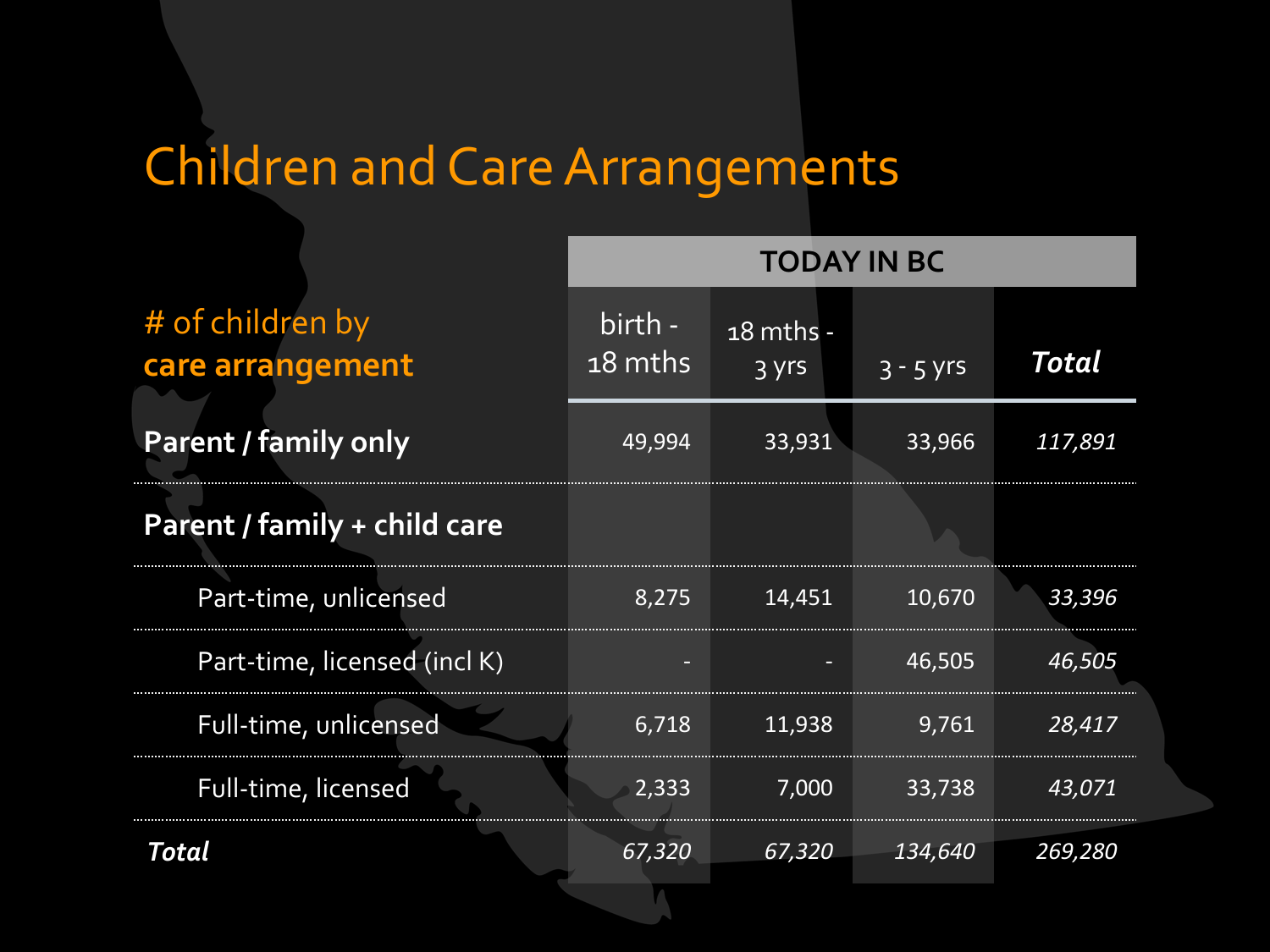# Children and Care Arrangements

| # of children by **care arrangement** | TODAY IN BC | | | |
|---|---|---|---|---|
| | birth - 18 mths | 18 mths - 3 yrs | 3 - 5 yrs | ***Total*** |
| **Parent / family only** | 49,994 | 33,931 | 33,966 | *117,891* |
| **Parent / family + child care** | | | | |
| Part-time, unlicensed | 8,275 | 14,451 | 10,670 | *33,396* |
| Part-time, licensed (incl K) | - | - | 46,505 | *46,505* |
| Full-time, unlicensed | 6,718 | 11,938 | 9,761 | *28,417* |
| Full-time, licensed | 2,333 | 7,000 | 33,738 | *43,071* |
| ***Total*** | *67,320* | *67,320* | *134,640* | *269,280* |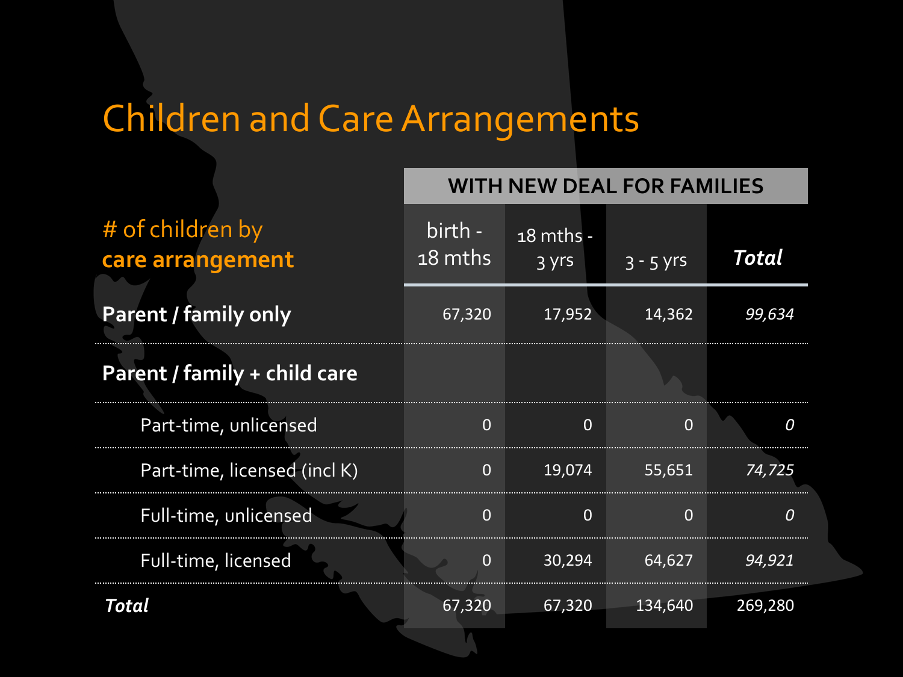# Children and Care Arrangements

| # of children by **care arrangement** | WITH NEW DEAL FOR FAMILIES | | | |
|---|---|---|---|---|
| | birth - 18 mths | 18 mths - 3 yrs | 3 - 5 yrs | ***Total*** |
| **Parent / family only** | 67,320 | 17,952 | 14,362 | *99,634* |
| **Parent / family + child care** | | | | |
| Part-time, unlicensed | 0 | 0 | 0 | *0* |
| Part-time, licensed (incl K) | 0 | 19,074 | 55,651 | *74,725* |
| Full-time, unlicensed | 0 | 0 | 0 | *0* |
| Full-time, licensed | 0 | 30,294 | 64,627 | *94,921* |
| ***Total*** | 67,320 | 67,320 | 134,640 | 269,280 |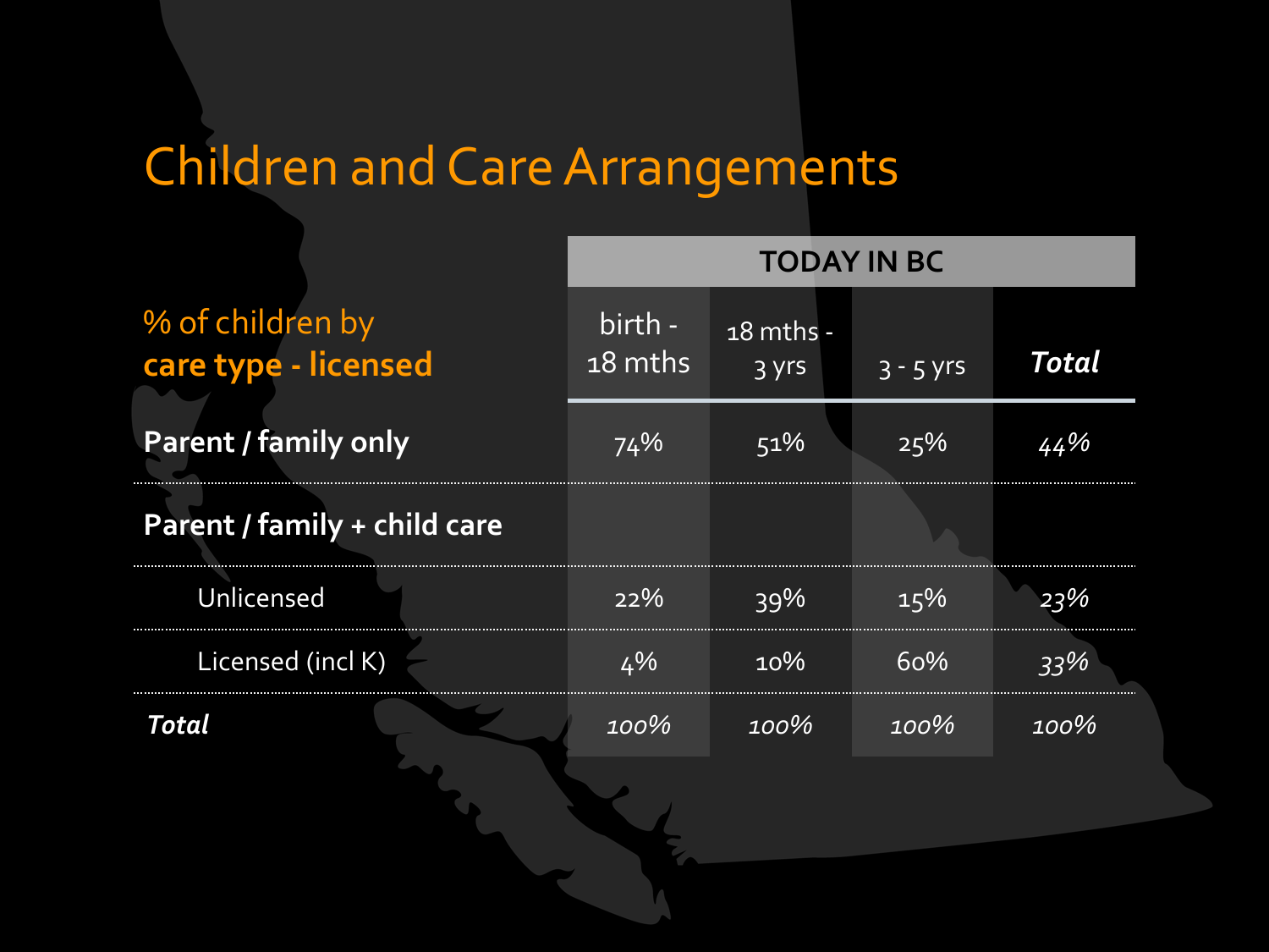# Children and Care Arrangements

| % of children by **care type - licensed** | TODAY IN BC | | | |
|---|---|---|---|---|
| | birth - 18 mths | 18 mths - 3 yrs | 3 - 5 yrs | ***Total*** |
| **Parent / family only** | 74% | 51% | 25% | *44%* |
| **Parent / family + child care** | | | | |
| Unlicensed | 22% | 39% | 15% | *23%* |
| Licensed (incl K) | 4% | 10% | 60% | *33%* |
| ***Total*** | *100%* | *100%* | *100%* | *100%* |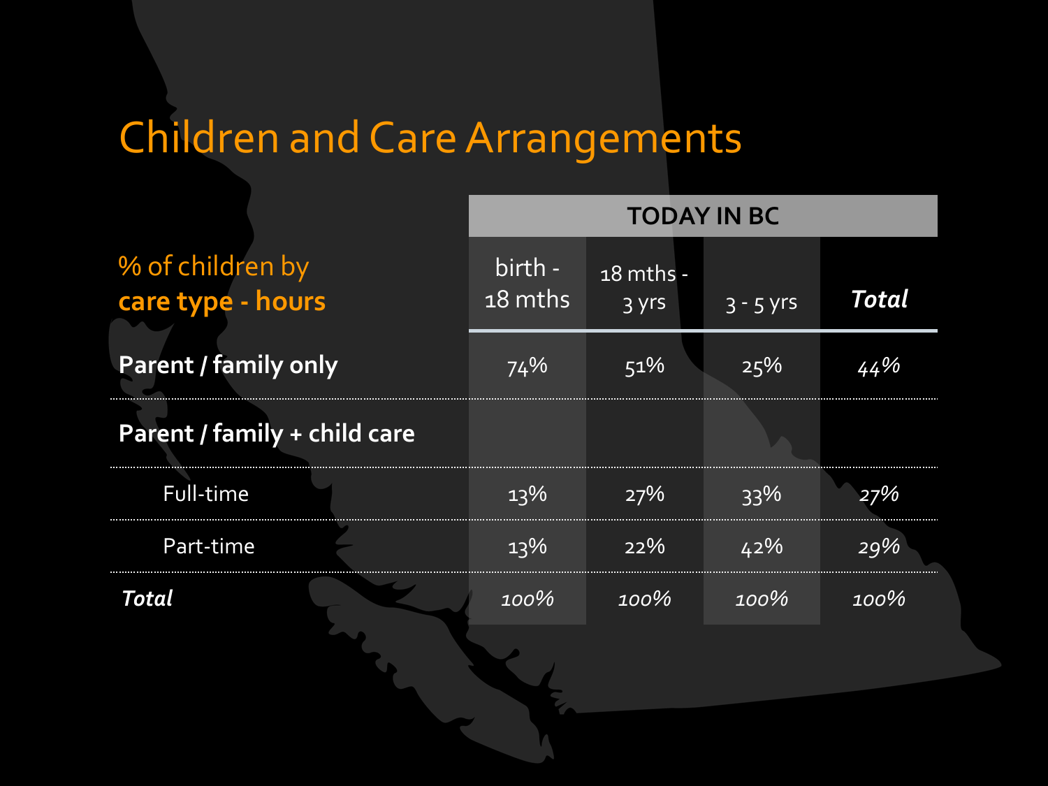# Children and Care Arrangements

| % of children by **care type - hours** | TODAY IN BC | | | |
|---|---|---|---|---|
| | birth - 18 mths | 18 mths - 3 yrs | 3 - 5 yrs | ***Total*** |
| **Parent / family only** | 74% | 51% | 25% | *44%* |
| **Parent / family + child care** | | | | |
| Full-time | 13% | 27% | 33% | *27%* |
| Part-time | 13% | 22% | 42% | *29%* |
| ***Total*** | *100%* | *100%* | *100%* | *100%* |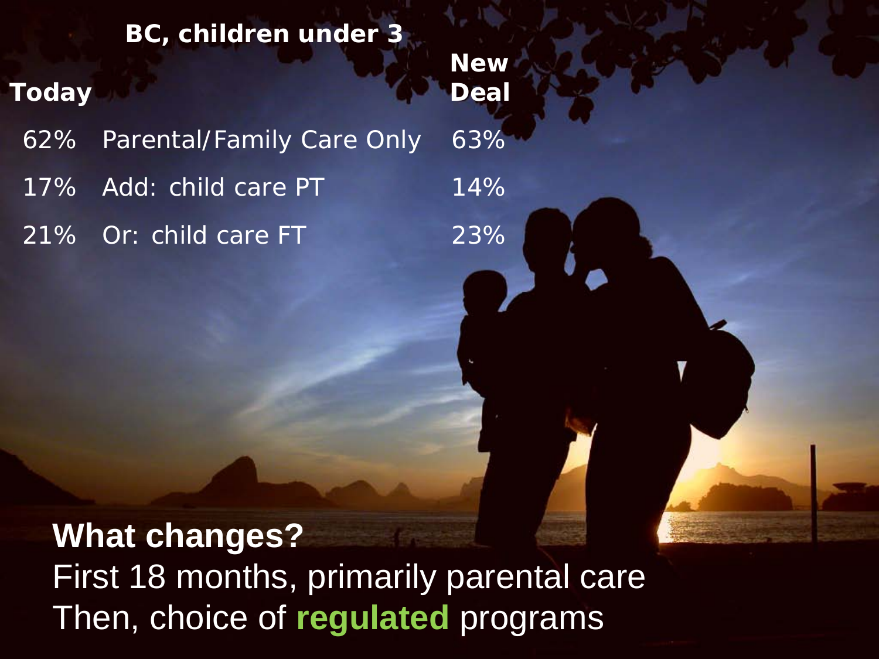## BC, children under 3

| Today | | New Deal |
|---|---|---|
| 62% | Parental/Family Care Only | 63% |
| 17% | Add: child care PT | 14% |
| 21% | Or: child care FT | 23% |

**What changes?**

First 18 months, primarily parental care

Then, choice of **regulated** programs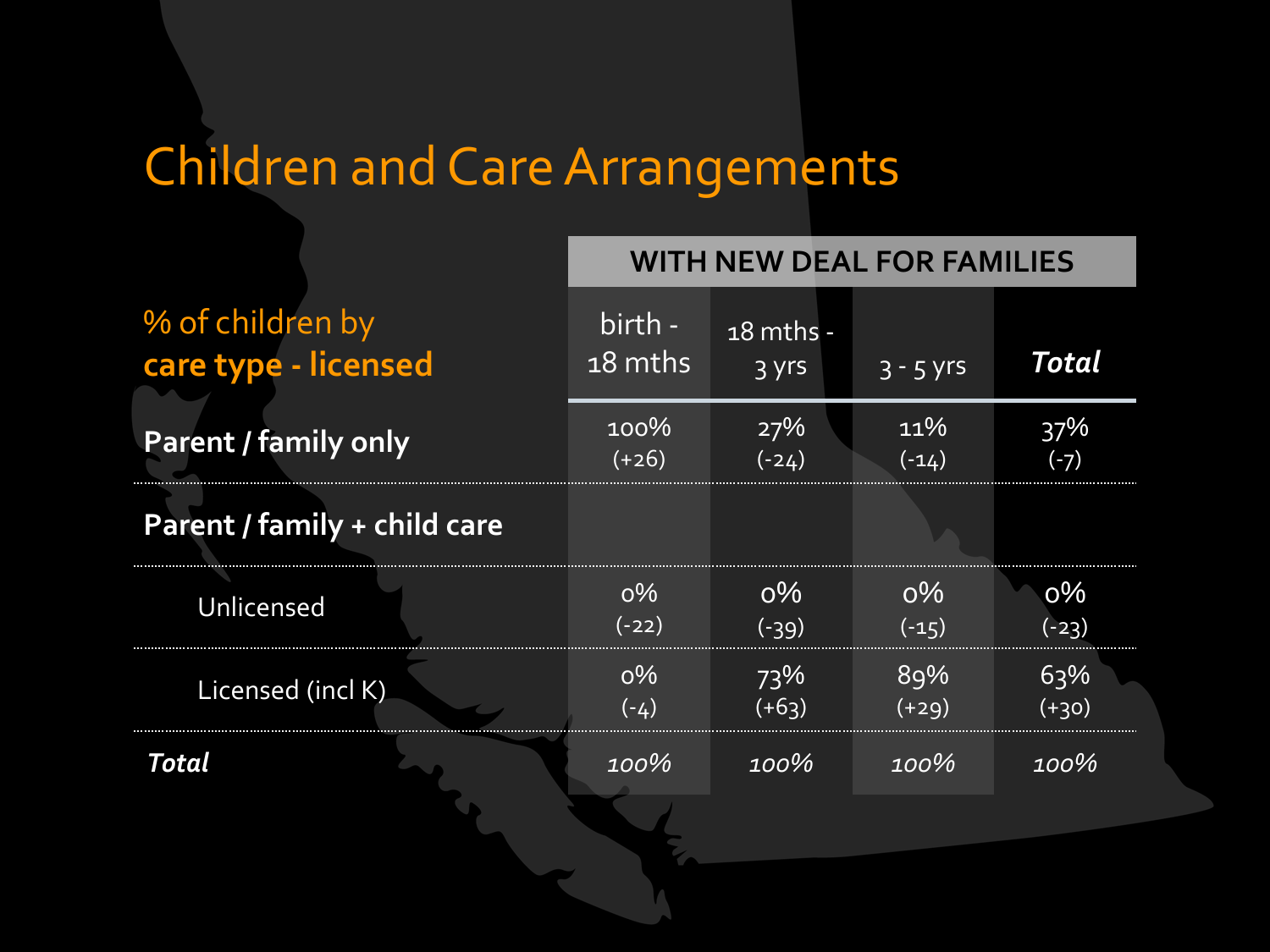# Children and Care Arrangements

| % of children by **care type - licensed** | **WITH NEW DEAL FOR FAMILIES** | | | |
|---|---|---|---|---|
| | birth - 18 mths | 18 mths - 3 yrs | 3 - 5 yrs | ***Total*** |
| **Parent / family only** | 100% (+26) | 27% (-24) | 11% (-14) | 37% (-7) |
| **Parent / family + child care** | | | | |
| Unlicensed | 0% (-22) | 0% (-39) | 0% (-15) | 0% (-23) |
| Licensed (incl K) | 0% (-4) | 73% (+63) | 89% (+29) | 63% (+30) |
| ***Total*** | *100%* | *100%* | *100%* | *100%* |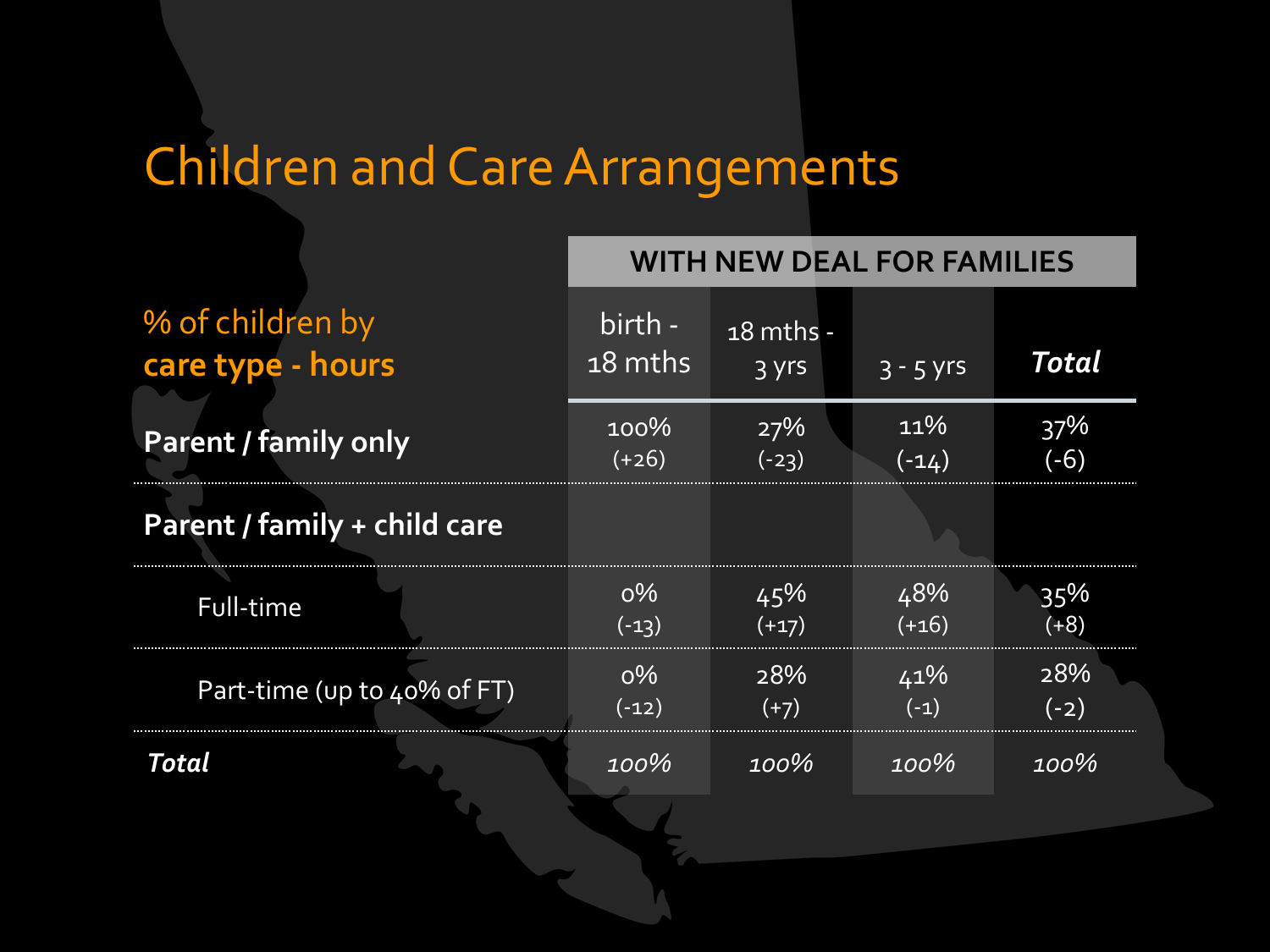# Children and Care Arrangements

| % of children by **care type - hours** | **WITH NEW DEAL FOR FAMILIES** | | | |
|---|---|---|---|---|
| | birth - 18 mths | 18 mths - 3 yrs | 3 - 5 yrs | ***Total*** |
| **Parent / family only** | 100% (+26) | 27% (-23) | 11% (-14) | 37% (-6) |
| **Parent / family + child care** | | | | |
| Full-time | 0% (-13) | 45% (+17) | 48% (+16) | 35% (+8) |
| Part-time (up to 40% of FT) | 0% (-12) | 28% (+7) | 41% (-1) | 28% (-2) |
| ***Total*** | *100%* | *100%* | *100%* | *100%* |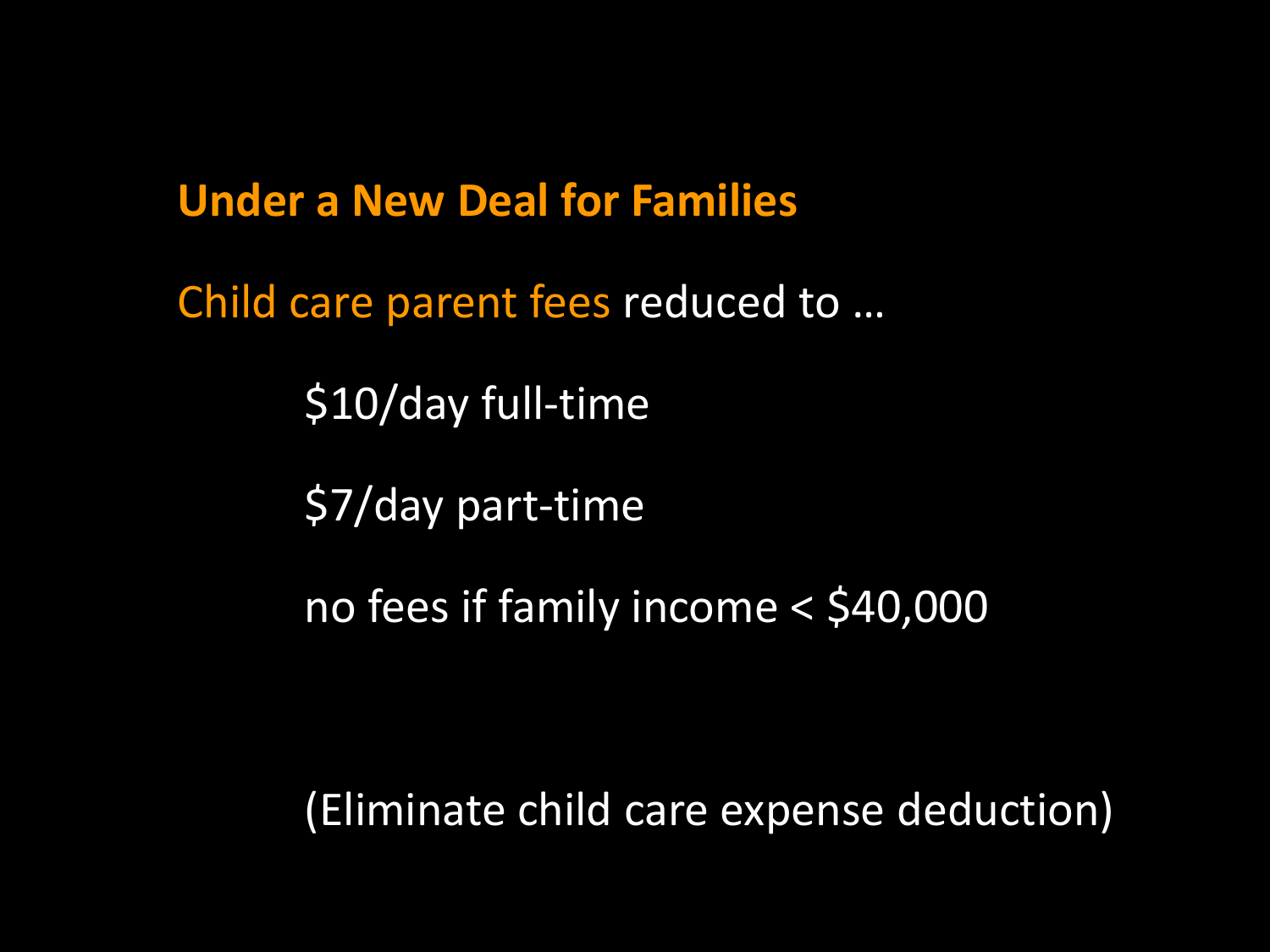**Under a New Deal for Families**

Child care parent fees reduced to …

$10/day full-time

$7/day part-time

no fees if family income < $40,000

(Eliminate child care expense deduction)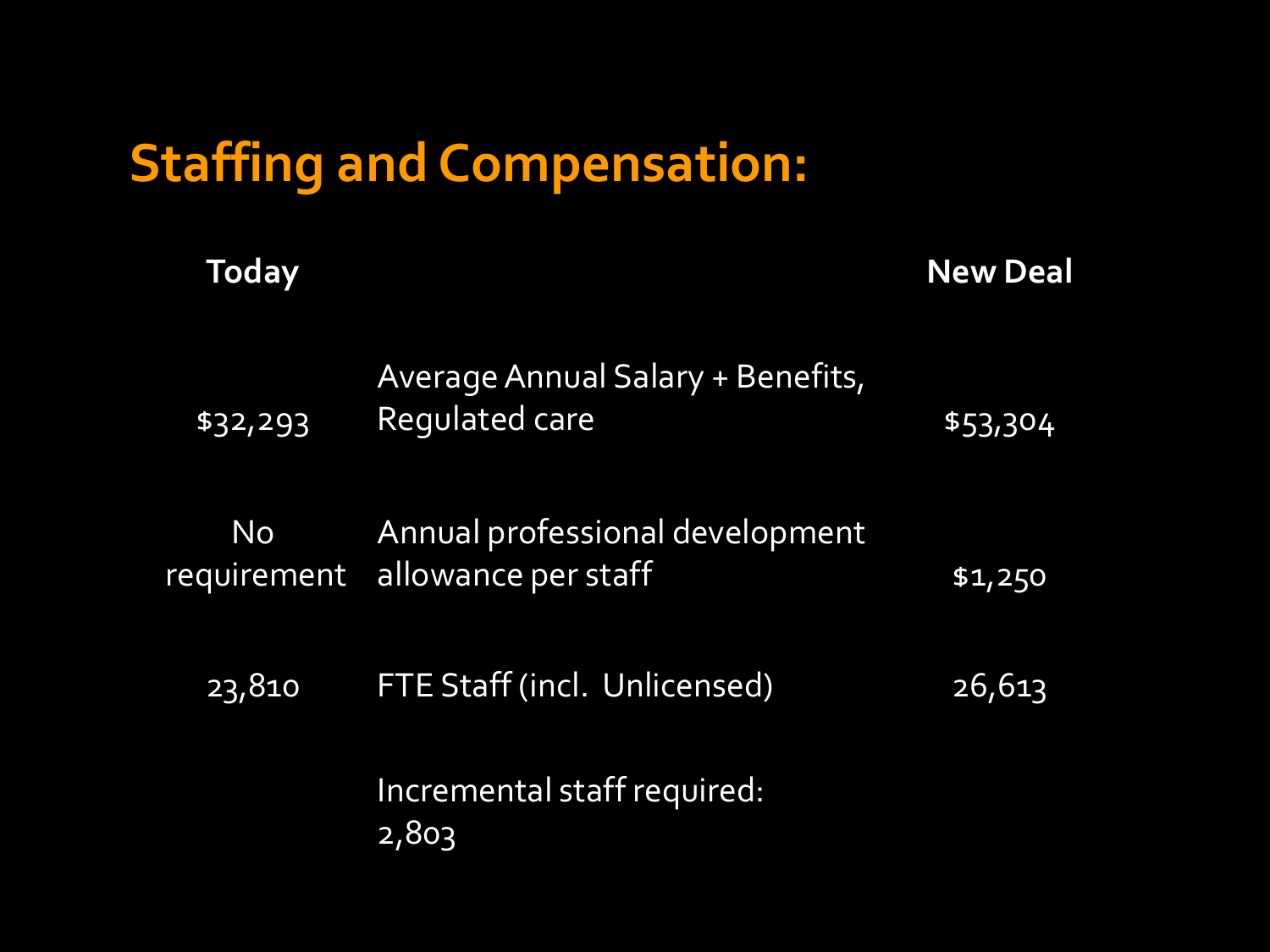# Staffing and Compensation:

| Today | | New Deal |
| --- | --- | --- |
| $32,293 | Average Annual Salary + Benefits, Regulated care | $53,304 |
| No requirement | Annual professional development allowance per staff | $1,250 |
| 23,810 | FTE Staff (incl. Unlicensed) | 26,613 |

Incremental staff required:
2,803